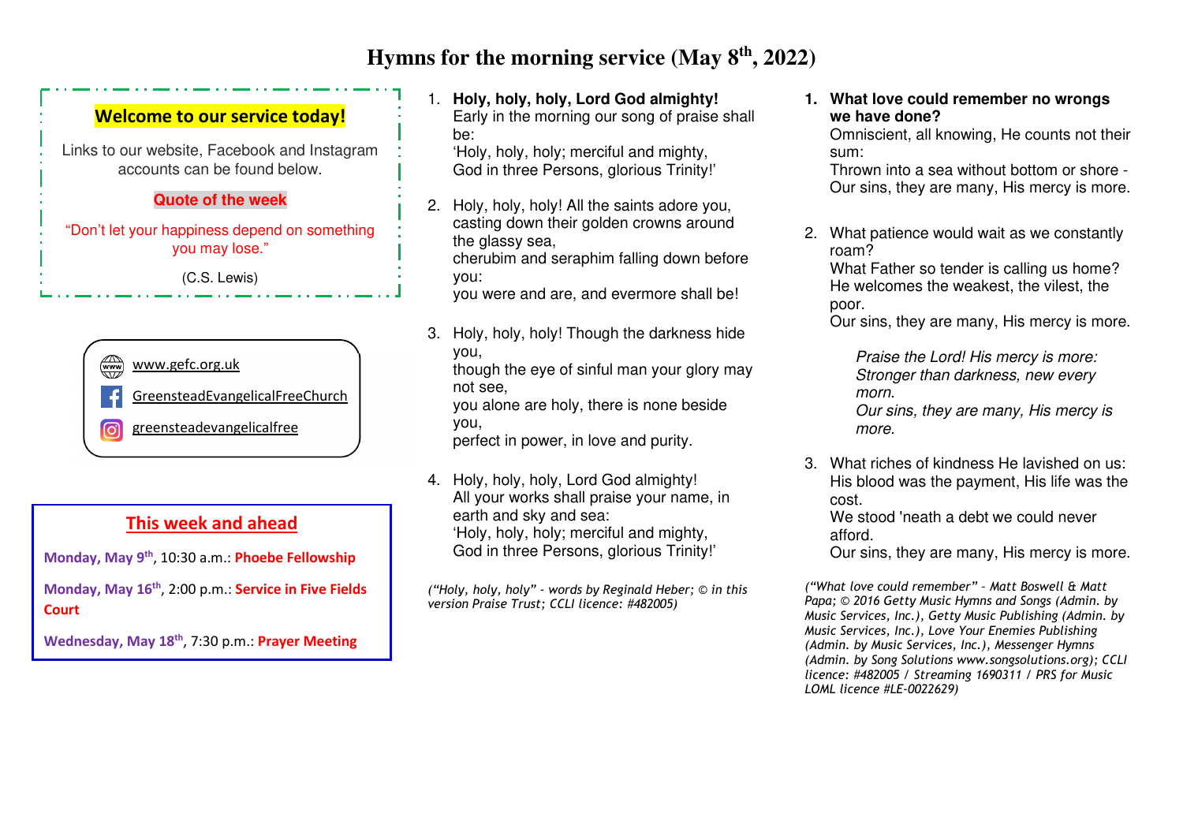# Hymns for the morning service (May 8th, 2022)

**Welcome to our service today!**

Links to our website, Facebook and Instagram accounts can be found below.

**Quote of the week**

"Don't let your happiness depend on something you may lose."

(C.S. Lewis)

www.gefc.org.uk

GreensteadEvangelicalFreeChurch

greensteadevangelicalfree

## This week and ahead

**Monday, May 9th**, 10:30 a.m.: **Phoebe Fellowship**

**Monday, May 16th**, 2:00 p.m.: **Service in Five Fields Court**

**Wednesday, May 18th**, 7:30 p.m.: **Prayer Meeting**

1. **Holy, holy, holy, Lord God almighty!**
   Early in the morning our song of praise shall be:
   'Holy, holy, holy; merciful and mighty,
   God in three Persons, glorious Trinity!'

2. Holy, holy, holy! All the saints adore you,
   casting down their golden crowns around the glassy sea,
   cherubim and seraphim falling down before you:
   you were and are, and evermore shall be!

3. Holy, holy, holy! Though the darkness hide you,
   though the eye of sinful man your glory may not see,
   you alone are holy, there is none beside you,
   perfect in power, in love and purity.

4. Holy, holy, holy, Lord God almighty!
   All your works shall praise your name, in earth and sky and sea:
   'Holy, holy, holy; merciful and mighty,
   God in three Persons, glorious Trinity!'

*("Holy, holy, holy" - words by Reginald Heber; © in this version Praise Trust; CCLI licence: #482005)*

1. **What love could remember no wrongs we have done?**
   Omniscient, all knowing, He counts not their sum:
   Thrown into a sea without bottom or shore -
   Our sins, they are many, His mercy is more.

2. What patience would wait as we constantly roam?
   What Father so tender is calling us home?
   He welcomes the weakest, the vilest, the poor.
   Our sins, they are many, His mercy is more.

   *Praise the Lord! His mercy is more:*
   *Stronger than darkness, new every morn.*
   *Our sins, they are many, His mercy is more.*

3. What riches of kindness He lavished on us:
   His blood was the payment, His life was the cost.
   We stood 'neath a debt we could never afford.
   Our sins, they are many, His mercy is more.

*("What love could remember" - Matt Boswell & Matt Papa; © 2016 Getty Music Hymns and Songs (Admin. by Music Services, Inc.), Getty Music Publishing (Admin. by Music Services, Inc.), Love Your Enemies Publishing (Admin. by Music Services, Inc.), Messenger Hymns (Admin. by Song Solutions www.songsolutions.org); CCLI licence: #482005 / Streaming 1690311 / PRS for Music LOML licence #LE-0022629)*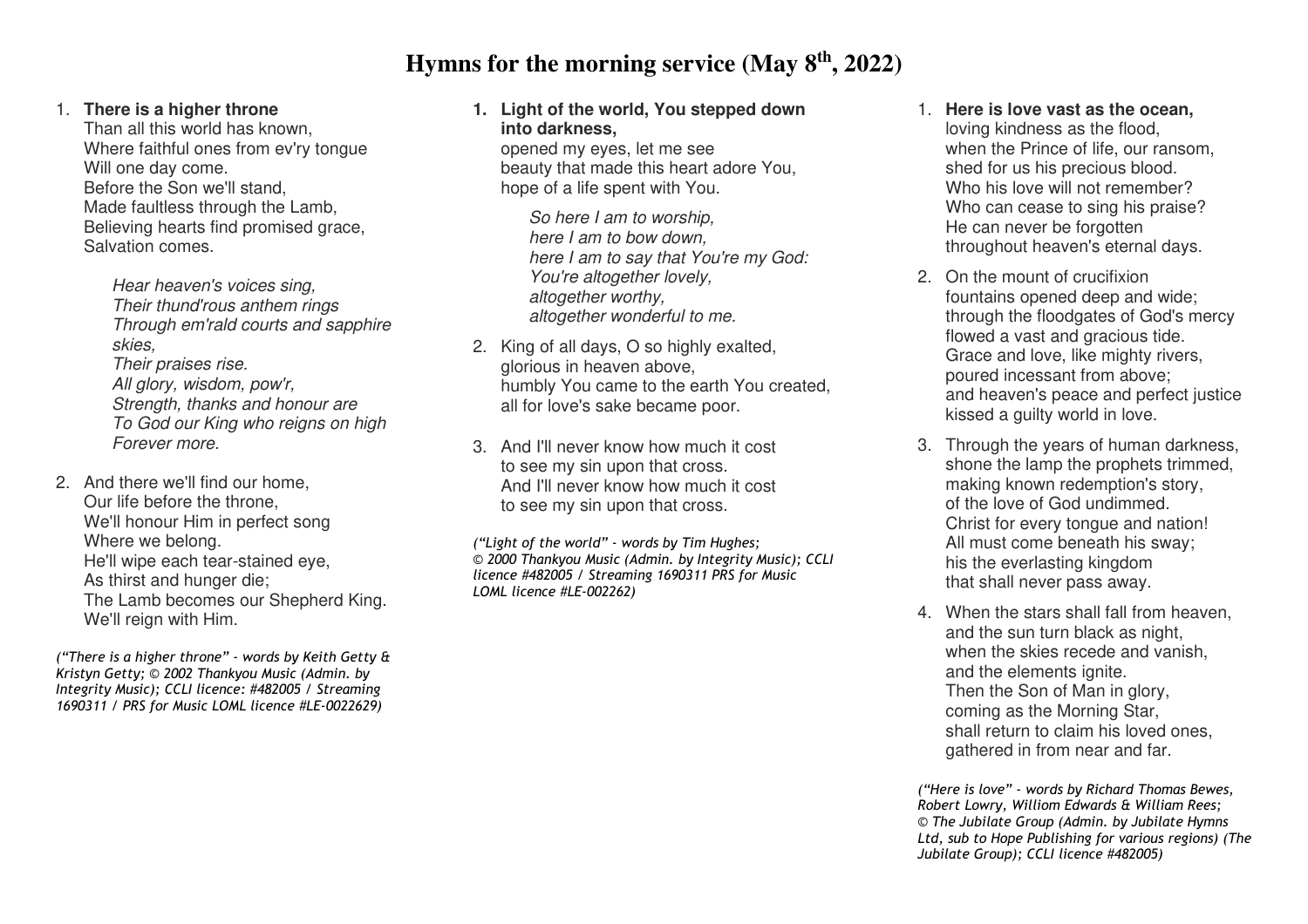# Hymns for the morning service (May 8th, 2022)

1. **There is a higher throne**
   Than all this world has known,
   Where faithful ones from ev'ry tongue
   Will one day come.
   Before the Son we'll stand,
   Made faultless through the Lamb,
   Believing hearts find promised grace,
   Salvation comes.

   *Hear heaven's voices sing,*
   *Their thund'rous anthem rings*
   *Through em'rald courts and sapphire skies,*
   *Their praises rise.*
   *All glory, wisdom, pow'r,*
   *Strength, thanks and honour are*
   *To God our King who reigns on high*
   *Forever more.*

2. And there we'll find our home,
   Our life before the throne,
   We'll honour Him in perfect song
   Where we belong.
   He'll wipe each tear-stained eye,
   As thirst and hunger die;
   The Lamb becomes our Shepherd King.
   We'll reign with Him.

*("There is a higher throne" - words by Keith Getty & Kristyn Getty; © 2002 Thankyou Music (Admin. by Integrity Music); CCLI licence: #482005 / Streaming 1690311 / PRS for Music LOML licence #LE-0022629)*

1. **Light of the world, You stepped down into darkness,**
   opened my eyes, let me see
   beauty that made this heart adore You,
   hope of a life spent with You.

   *So here I am to worship,*
   *here I am to bow down,*
   *here I am to say that You're my God:*
   *You're altogether lovely,*
   *altogether worthy,*
   *altogether wonderful to me.*

2. King of all days, O so highly exalted,
   glorious in heaven above,
   humbly You came to the earth You created,
   all for love's sake became poor.

3. And I'll never know how much it cost
   to see my sin upon that cross.
   And I'll never know how much it cost
   to see my sin upon that cross.

*("Light of the world" - words by Tim Hughes; © 2000 Thankyou Music (Admin. by Integrity Music); CCLI licence #482005 / Streaming 1690311 PRS for Music LOML licence #LE-002262)*

1. **Here is love vast as the ocean,**
   loving kindness as the flood,
   when the Prince of life, our ransom,
   shed for us his precious blood.
   Who his love will not remember?
   Who can cease to sing his praise?
   He can never be forgotten
   throughout heaven's eternal days.

2. On the mount of crucifixion
   fountains opened deep and wide;
   through the floodgates of God's mercy
   flowed a vast and gracious tide.
   Grace and love, like mighty rivers,
   poured incessant from above;
   and heaven's peace and perfect justice
   kissed a guilty world in love.

3. Through the years of human darkness,
   shone the lamp the prophets trimmed,
   making known redemption's story,
   of the love of God undimmed.
   Christ for every tongue and nation!
   All must come beneath his sway;
   his the everlasting kingdom
   that shall never pass away.

4. When the stars shall fall from heaven,
   and the sun turn black as night,
   when the skies recede and vanish,
   and the elements ignite.
   Then the Son of Man in glory,
   coming as the Morning Star,
   shall return to claim his loved ones,
   gathered in from near and far.

*("Here is love" - words by Richard Thomas Bewes, Robert Lowry, Williom Edwards & William Rees; © The Jubilate Group (Admin. by Jubilate Hymns Ltd, sub to Hope Publishing for various regions) (The Jubilate Group); CCLI licence #482005)*